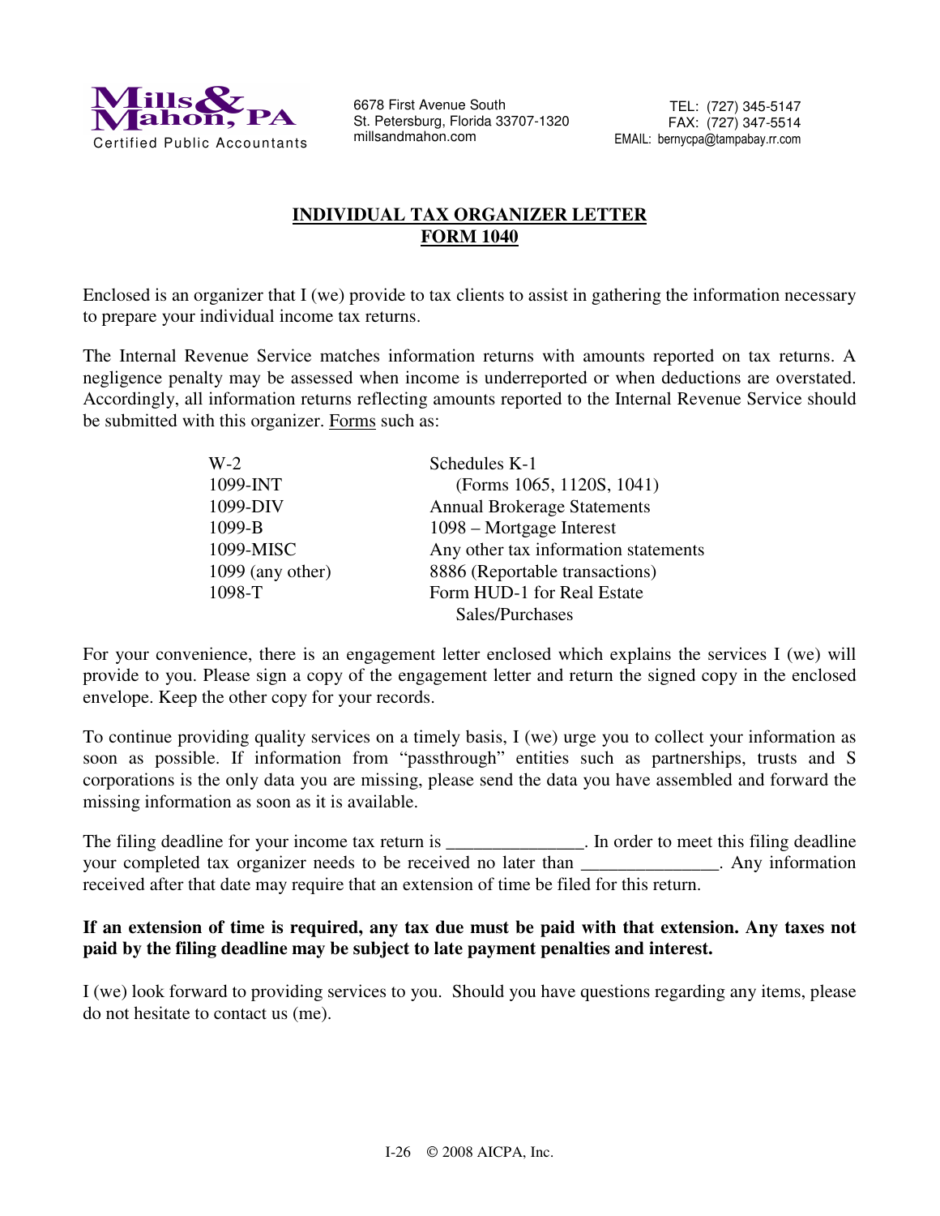**Mills & Mahon, PA**
Certified Public Accountants

6678 First Avenue South
St. Petersburg, Florida 33707-1320
millsandmahon.com

TEL: (727) 345-5147
FAX: (727) 347-5514
EMAIL: bernycpa@tampabay.rr.com

# INDIVIDUAL TAX ORGANIZER LETTER
# FORM 1040

Enclosed is an organizer that I (we) provide to tax clients to assist in gathering the information necessary to prepare your individual income tax returns.

The Internal Revenue Service matches information returns with amounts reported on tax returns. A negligence penalty may be assessed when income is underreported or when deductions are overstated. Accordingly, all information returns reflecting amounts reported to the Internal Revenue Service should be submitted with this organizer. Forms such as:

| | |
|---|---|
| W-2 | Schedules K-1 (Forms 1065, 1120S, 1041) |
| 1099-INT | Annual Brokerage Statements |
| 1099-DIV | 1098 – Mortgage Interest |
| 1099-B | Any other tax information statements |
| 1099-MISC | 8886 (Reportable transactions) |
| 1099 (any other) | Form HUD-1 for Real Estate Sales/Purchases |
| 1098-T | |

For your convenience, there is an engagement letter enclosed which explains the services I (we) will provide to you. Please sign a copy of the engagement letter and return the signed copy in the enclosed envelope. Keep the other copy for your records.

To continue providing quality services on a timely basis, I (we) urge you to collect your information as soon as possible. If information from "passthrough" entities such as partnerships, trusts and S corporations is the only data you are missing, please send the data you have assembled and forward the missing information as soon as it is available.

The filing deadline for your income tax return is _______________. In order to meet this filing deadline your completed tax organizer needs to be received no later than _______________. Any information received after that date may require that an extension of time be filed for this return.

**If an extension of time is required, any tax due must be paid with that extension. Any taxes not paid by the filing deadline may be subject to late payment penalties and interest.**

I (we) look forward to providing services to you. Should you have questions regarding any items, please do not hesitate to contact us (me).

I-26 © 2008 AICPA, Inc.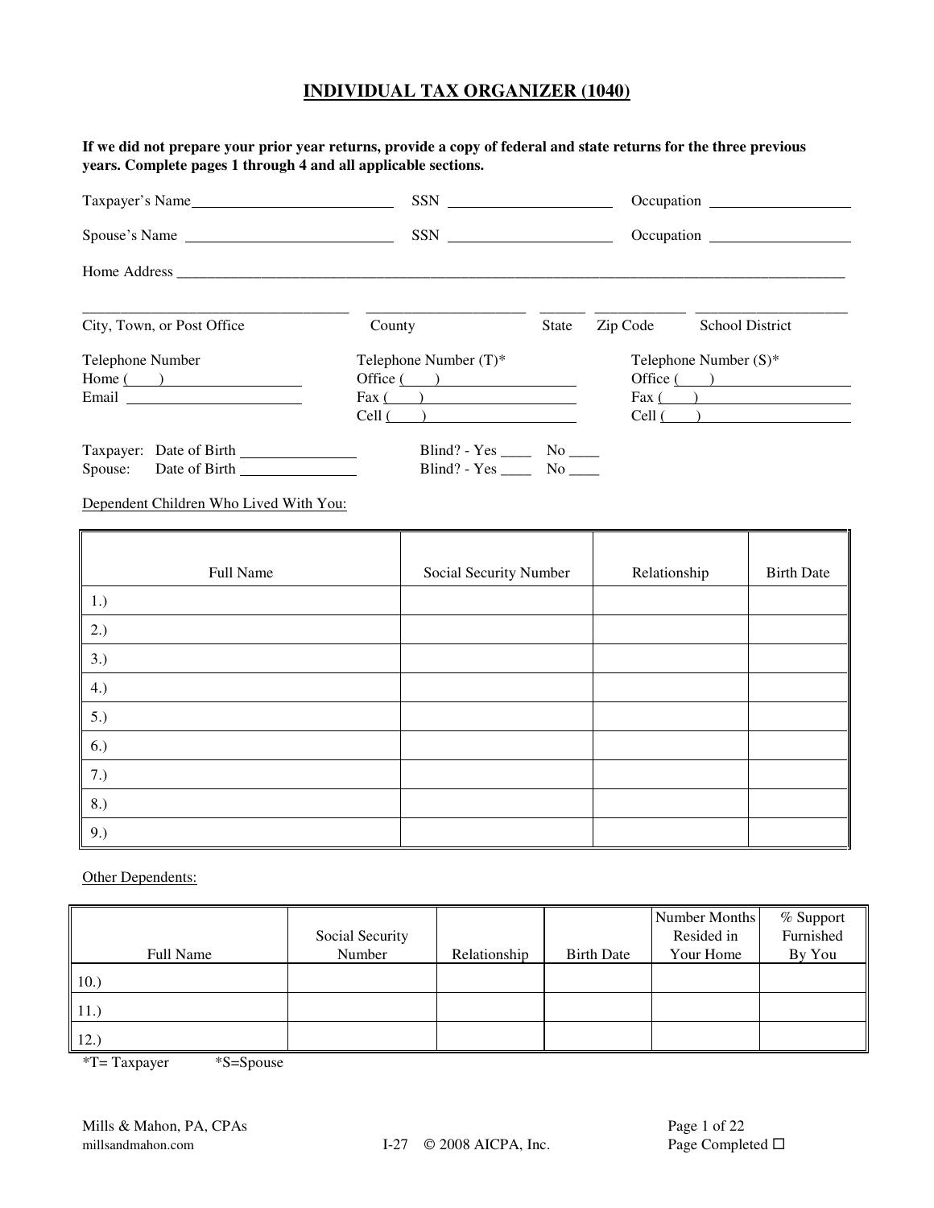# INDIVIDUAL TAX ORGANIZER (1040)

**If we did not prepare your prior year returns, provide a copy of federal and state returns for the three previous years. Complete pages 1 through 4 and all applicable sections.**

Taxpayer's Name__________________________ SSN ____________________ Occupation __________________

Spouse's Name __________________________ SSN ____________________ Occupation __________________

Home Address ___________________________________________________________________________________

___________________________________ _____________________ ______ ____________ ____________________

City, Town, or Post Office County State Zip Code School District

| Telephone Number | Telephone Number (T)* | Telephone Number (S)* |
|---|---|---|
| Home (\_\_\_\_) \_\_\_\_\_\_\_\_\_\_\_\_\_\_\_\_ | Office (\_\_\_\_) \_\_\_\_\_\_\_\_\_\_\_\_\_\_\_\_ | Office (\_\_\_\_) \_\_\_\_\_\_\_\_\_\_\_\_\_\_\_\_ |
| Email \_\_\_\_\_\_\_\_\_\_\_\_\_\_\_\_\_\_\_\_ | Fax (\_\_\_\_) \_\_\_\_\_\_\_\_\_\_\_\_\_\_\_\_ | Fax (\_\_\_\_) \_\_\_\_\_\_\_\_\_\_\_\_\_\_\_\_ |
| | Cell (\_\_\_\_) \_\_\_\_\_\_\_\_\_\_\_\_\_\_\_\_ | Cell (\_\_\_\_) \_\_\_\_\_\_\_\_\_\_\_\_\_\_\_\_ |

Taxpayer: Date of Birth _______________ Blind? - Yes ____ No ____

Spouse: Date of Birth _______________ Blind? - Yes ____ No ____

Dependent Children Who Lived With You:

| Full Name | Social Security Number | Relationship | Birth Date |
|---|---|---|---|
| 1.) | | | |
| 2.) | | | |
| 3.) | | | |
| 4.) | | | |
| 5.) | | | |
| 6.) | | | |
| 7.) | | | |
| 8.) | | | |
| 9.) | | | |

Other Dependents:

| Full Name | Social Security Number | Relationship | Birth Date | Number Months Resided in Your Home | % Support Furnished By You |
|---|---|---|---|---|---|
| 10.) | | | | | |
| 11.) | | | | | |
| 12.) | | | | | |

*T= Taxpayer *S=Spouse

Mills & Mahon, PA, CPAs
millsandmahon.com

I-27 © 2008 AICPA, Inc.

Page Completed ☐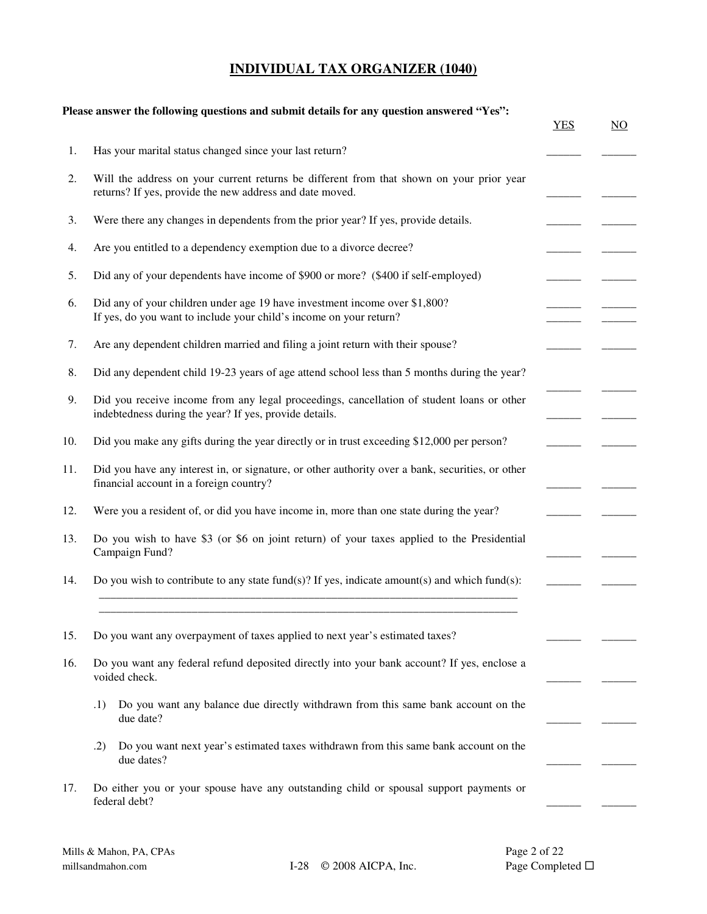# INDIVIDUAL TAX ORGANIZER (1040)

**Please answer the following questions and submit details for any question answered "Yes":**

| | | YES | NO |
|---|---|---|---|
| 1. | Has your marital status changed since your last return? | ______ | ______ |
| 2. | Will the address on your current returns be different from that shown on your prior year returns? If yes, provide the new address and date moved. | ______ | ______ |
| 3. | Were there any changes in dependents from the prior year? If yes, provide details. | ______ | ______ |
| 4. | Are you entitled to a dependency exemption due to a divorce decree? | ______ | ______ |
| 5. | Did any of your dependents have income of $900 or more? ($400 if self-employed) | ______ | ______ |
| 6. | Did any of your children under age 19 have investment income over $1,800? | ______ | ______ |
| | If yes, do you want to include your child's income on your return? | ______ | ______ |
| 7. | Are any dependent children married and filing a joint return with their spouse? | ______ | ______ |
| 8. | Did any dependent child 19-23 years of age attend school less than 5 months during the year? | ______ | ______ |
| 9. | Did you receive income from any legal proceedings, cancellation of student loans or other indebtedness during the year? If yes, provide details. | ______ | ______ |
| 10. | Did you make any gifts during the year directly or in trust exceeding $12,000 per person? | ______ | ______ |
| 11. | Did you have any interest in, or signature, or other authority over a bank, securities, or other financial account in a foreign country? | ______ | ______ |
| 12. | Were you a resident of, or did you have income in, more than one state during the year? | ______ | ______ |
| 13. | Do you wish to have $3 (or $6 on joint return) of your taxes applied to the Presidential Campaign Fund? | ______ | ______ |
| 14. | Do you wish to contribute to any state fund(s)? If yes, indicate amount(s) and which fund(s): ____________________________________________ ____________________________________________ | ______ | ______ |
| 15. | Do you want any overpayment of taxes applied to next year's estimated taxes? | ______ | ______ |
| 16. | Do you want any federal refund deposited directly into your bank account? If yes, enclose a voided check. | ______ | ______ |
| | .1) Do you want any balance due directly withdrawn from this same bank account on the due date? | ______ | ______ |
| | .2) Do you want next year's estimated taxes withdrawn from this same bank account on the due dates? | ______ | ______ |
| 17. | Do either you or your spouse have any outstanding child or spousal support payments or federal debt? | ______ | ______ |

Mills & Mahon, PA, CPAs
millsandmahon.com

I-28 © 2008 AICPA, Inc.

Page Completed ☐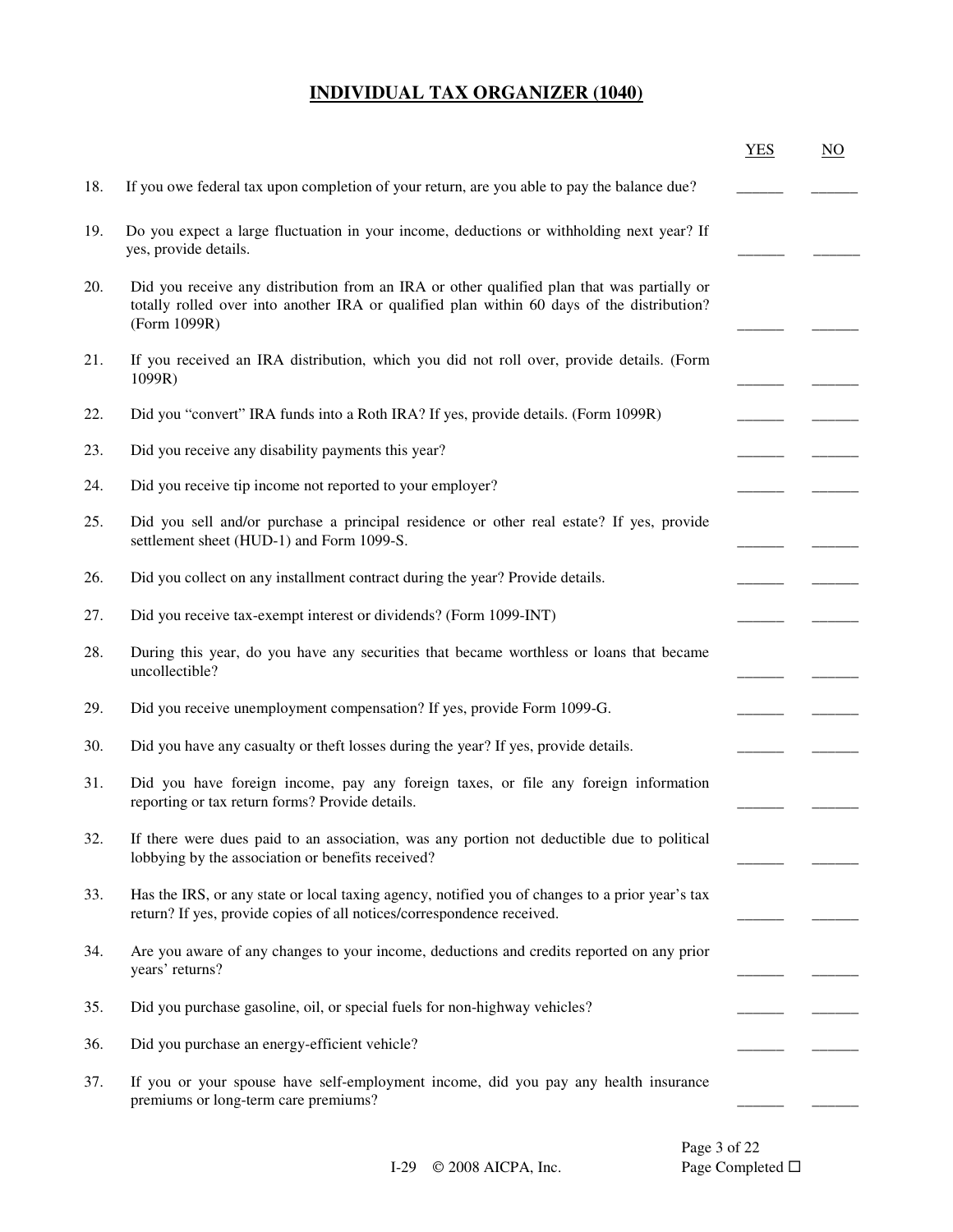# INDIVIDUAL TAX ORGANIZER (1040)

| | | YES | NO |
|---|---|---|---|
| 18. | If you owe federal tax upon completion of your return, are you able to pay the balance due? | ______ | ______ |
| 19. | Do you expect a large fluctuation in your income, deductions or withholding next year? If yes, provide details. | ______ | ______ |
| 20. | Did you receive any distribution from an IRA or other qualified plan that was partially or totally rolled over into another IRA or qualified plan within 60 days of the distribution? (Form 1099R) | ______ | ______ |
| 21. | If you received an IRA distribution, which you did not roll over, provide details. (Form 1099R) | ______ | ______ |
| 22. | Did you "convert" IRA funds into a Roth IRA? If yes, provide details. (Form 1099R) | ______ | ______ |
| 23. | Did you receive any disability payments this year? | ______ | ______ |
| 24. | Did you receive tip income not reported to your employer? | ______ | ______ |
| 25. | Did you sell and/or purchase a principal residence or other real estate? If yes, provide settlement sheet (HUD-1) and Form 1099-S. | ______ | ______ |
| 26. | Did you collect on any installment contract during the year? Provide details. | ______ | ______ |
| 27. | Did you receive tax-exempt interest or dividends? (Form 1099-INT) | ______ | ______ |
| 28. | During this year, do you have any securities that became worthless or loans that became uncollectible? | ______ | ______ |
| 29. | Did you receive unemployment compensation? If yes, provide Form 1099-G. | ______ | ______ |
| 30. | Did you have any casualty or theft losses during the year? If yes, provide details. | ______ | ______ |
| 31. | Did you have foreign income, pay any foreign taxes, or file any foreign information reporting or tax return forms? Provide details. | ______ | ______ |
| 32. | If there were dues paid to an association, was any portion not deductible due to political lobbying by the association or benefits received? | ______ | ______ |
| 33. | Has the IRS, or any state or local taxing agency, notified you of changes to a prior year's tax return? If yes, provide copies of all notices/correspondence received. | ______ | ______ |
| 34. | Are you aware of any changes to your income, deductions and credits reported on any prior years' returns? | ______ | ______ |
| 35. | Did you purchase gasoline, oil, or special fuels for non-highway vehicles? | ______ | ______ |
| 36. | Did you purchase an energy-efficient vehicle? | ______ | ______ |
| 37. | If you or your spouse have self-employment income, did you pay any health insurance premiums or long-term care premiums? | ______ | ______ |

I-29 © 2008 AICPA, Inc.

Page Completed ☐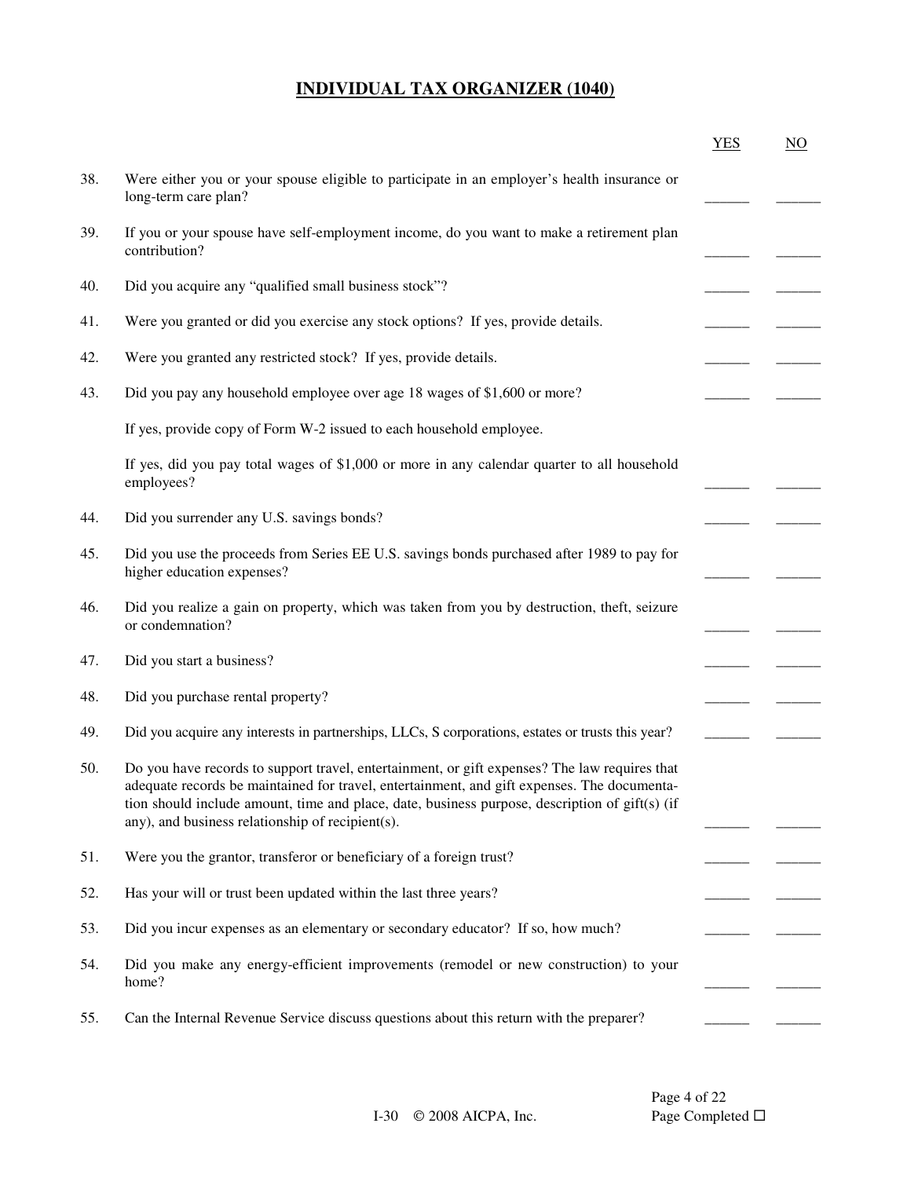# INDIVIDUAL TAX ORGANIZER (1040)

| | | YES | NO |
|---|---|---|---|
| 38. | Were either you or your spouse eligible to participate in an employer's health insurance or long-term care plan? | ______ | ______ |
| 39. | If you or your spouse have self-employment income, do you want to make a retirement plan contribution? | ______ | ______ |
| 40. | Did you acquire any "qualified small business stock"? | ______ | ______ |
| 41. | Were you granted or did you exercise any stock options? If yes, provide details. | ______ | ______ |
| 42. | Were you granted any restricted stock? If yes, provide details. | ______ | ______ |
| 43. | Did you pay any household employee over age 18 wages of $1,600 or more? | ______ | ______ |
| | If yes, provide copy of Form W-2 issued to each household employee. | | |
| | If yes, did you pay total wages of $1,000 or more in any calendar quarter to all household employees? | ______ | ______ |
| 44. | Did you surrender any U.S. savings bonds? | ______ | ______ |
| 45. | Did you use the proceeds from Series EE U.S. savings bonds purchased after 1989 to pay for higher education expenses? | ______ | ______ |
| 46. | Did you realize a gain on property, which was taken from you by destruction, theft, seizure or condemnation? | ______ | ______ |
| 47. | Did you start a business? | ______ | ______ |
| 48. | Did you purchase rental property? | ______ | ______ |
| 49. | Did you acquire any interests in partnerships, LLCs, S corporations, estates or trusts this year? | ______ | ______ |
| 50. | Do you have records to support travel, entertainment, or gift expenses? The law requires that adequate records be maintained for travel, entertainment, and gift expenses. The documentation should include amount, time and place, date, business purpose, description of gift(s) (if any), and business relationship of recipient(s). | ______ | ______ |
| 51. | Were you the grantor, transferor or beneficiary of a foreign trust? | ______ | ______ |
| 52. | Has your will or trust been updated within the last three years? | ______ | ______ |
| 53. | Did you incur expenses as an elementary or secondary educator? If so, how much? | ______ | ______ |
| 54. | Did you make any energy-efficient improvements (remodel or new construction) to your home? | ______ | ______ |
| 55. | Can the Internal Revenue Service discuss questions about this return with the preparer? | ______ | ______ |

Page Completed ☐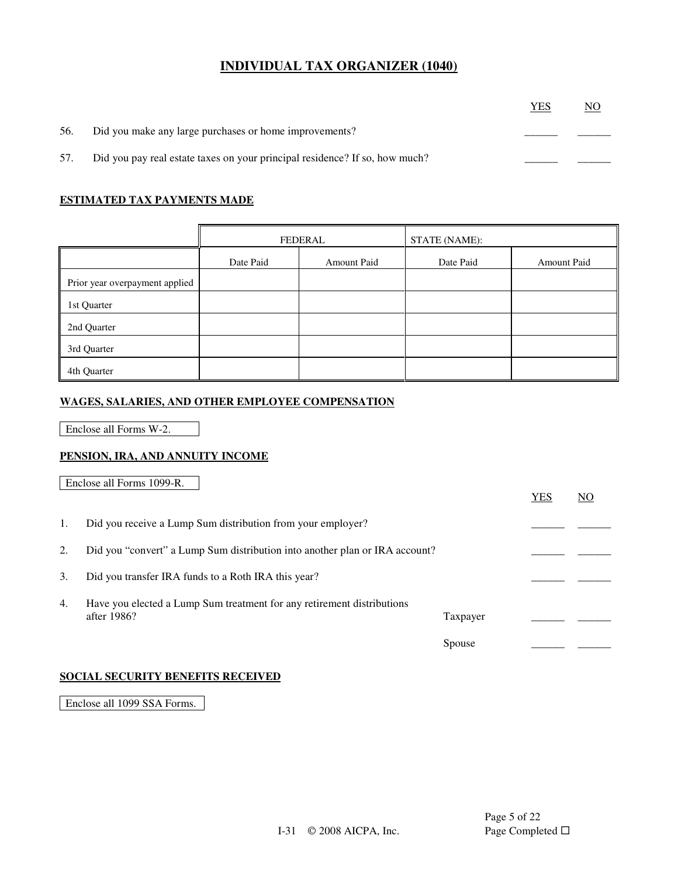# INDIVIDUAL TAX ORGANIZER (1040)

| | | YES | NO |
|---|---|---|---|
| 56. | Did you make any large purchases or home improvements? | ______ | ______ |
| 57. | Did you pay real estate taxes on your principal residence? If so, how much? | ______ | ______ |

## ESTIMATED TAX PAYMENTS MADE

| | FEDERAL | | STATE (NAME): | |
|---|---|---|---|---|
| | Date Paid | Amount Paid | Date Paid | Amount Paid |
| Prior year overpayment applied | | | | |
| 1st Quarter | | | | |
| 2nd Quarter | | | | |
| 3rd Quarter | | | | |
| 4th Quarter | | | | |

## WAGES, SALARIES, AND OTHER EMPLOYEE COMPENSATION

Enclose all Forms W-2.

## PENSION, IRA, AND ANNUITY INCOME

Enclose all Forms 1099-R.

| | | | YES | NO |
|---|---|---|---|---|
| 1. | Did you receive a Lump Sum distribution from your employer? | | ______ | ______ |
| 2. | Did you "convert" a Lump Sum distribution into another plan or IRA account? | | ______ | ______ |
| 3. | Did you transfer IRA funds to a Roth IRA this year? | | ______ | ______ |
| 4. | Have you elected a Lump Sum treatment for any retirement distributions after 1986? | Taxpayer | ______ | ______ |
| | | Spouse | ______ | ______ |

## SOCIAL SECURITY BENEFITS RECEIVED

Enclose all 1099 SSA Forms.

I-31 © 2008 AICPA, Inc.

Page Completed ☐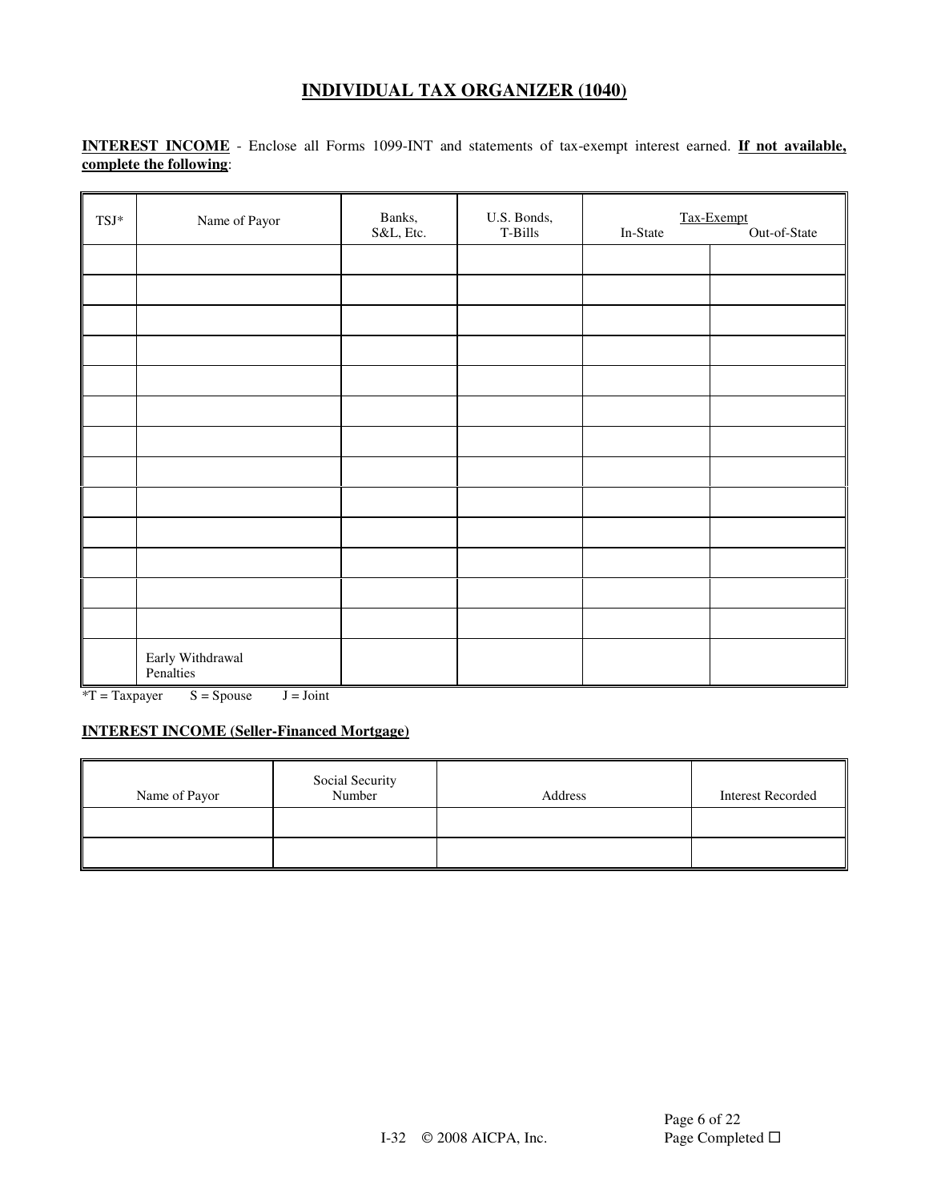# INDIVIDUAL TAX ORGANIZER (1040)

**INTEREST INCOME** - Enclose all Forms 1099-INT and statements of tax-exempt interest earned. **If not available, complete the following**:

| TSJ* | Name of Payor | Banks, S&L, Etc. | U.S. Bonds, T-Bills | Tax-Exempt In-State | Tax-Exempt Out-of-State |
|---|---|---|---|---|---|
| | | | | | |
| | | | | | |
| | | | | | |
| | | | | | |
| | | | | | |
| | | | | | |
| | | | | | |
| | | | | | |
| | | | | | |
| | | | | | |
| | | | | | |
| | | | | | |
| | | | | | |
| | Early Withdrawal Penalties | | | | |

*T = Taxpayer S = Spouse J = Joint

**INTEREST INCOME (Seller-Financed Mortgage)**

| Name of Payor | Social Security Number | Address | Interest Recorded |
|---|---|---|---|
| | | | |
| | | | |

I-32 © 2008 AICPA, Inc.

Page Completed ☐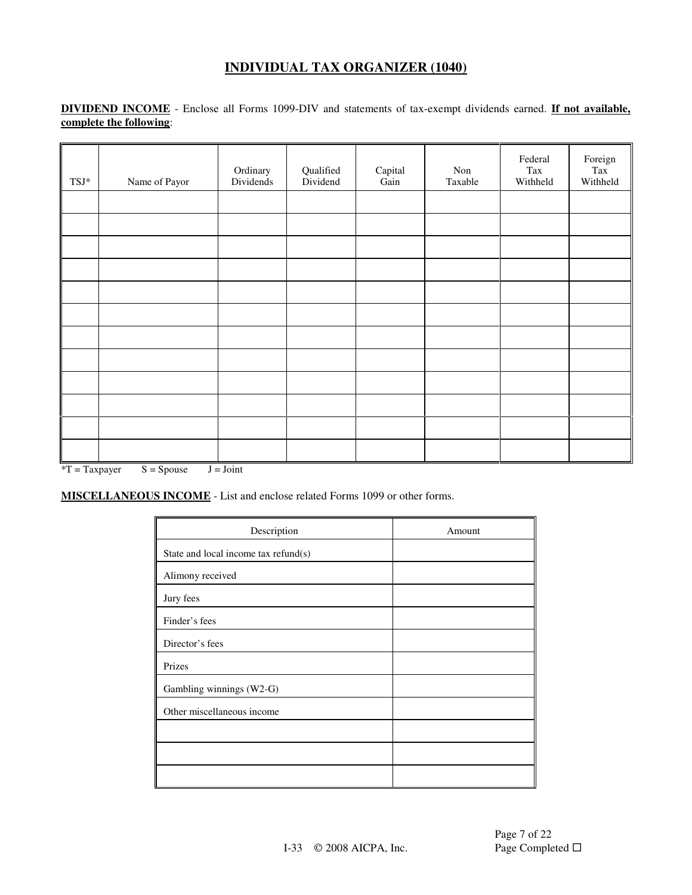# INDIVIDUAL TAX ORGANIZER (1040)

**DIVIDEND INCOME** - Enclose all Forms 1099-DIV and statements of tax-exempt dividends earned. **If not available, complete the following**:

| TSJ* | Name of Payor | Ordinary Dividends | Qualified Dividend | Capital Gain | Non Taxable | Federal Tax Withheld | Foreign Tax Withheld |
|---|---|---|---|---|---|---|---|
| | | | | | | | |
| | | | | | | | |
| | | | | | | | |
| | | | | | | | |
| | | | | | | | |
| | | | | | | | |
| | | | | | | | |
| | | | | | | | |
| | | | | | | | |
| | | | | | | | |
| | | | | | | | |
| | | | | | | | |

*T = Taxpayer S = Spouse J = Joint

**MISCELLANEOUS INCOME** - List and enclose related Forms 1099 or other forms.

| Description | Amount |
|---|---|
| State and local income tax refund(s) | |
| Alimony received | |
| Jury fees | |
| Finder's fees | |
| Director's fees | |
| Prizes | |
| Gambling winnings (W2-G) | |
| Other miscellaneous income | |
| | |
| | |
| | |

I-33 © 2008 AICPA, Inc.

Page Completed ☐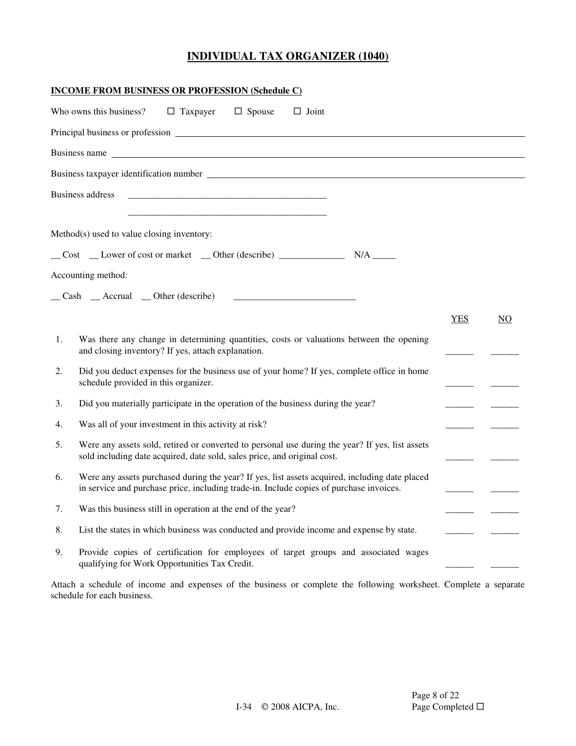# INDIVIDUAL TAX ORGANIZER (1040)

## INCOME FROM BUSINESS OR PROFESSION (Schedule C)

Who owns this business? ☐ Taxpayer ☐ Spouse ☐ Joint

Principal business or profession ______________________________

Business name ______________________________

Business taxpayer identification number ______________________________

Business address ______________________________

______________________________

Method(s) used to value closing inventory:

__ Cost __ Lower of cost or market __ Other (describe) ______________ N/A _____

Accounting method:

__ Cash __ Accrual __ Other (describe) ______________________________

| | | YES | NO |
|---|---|---|---|
| 1. | Was there any change in determining quantities, costs or valuations between the opening and closing inventory? If yes, attach explanation. | ______ | ______ |
| 2. | Did you deduct expenses for the business use of your home? If yes, complete office in home schedule provided in this organizer. | ______ | ______ |
| 3. | Did you materially participate in the operation of the business during the year? | ______ | ______ |
| 4. | Was all of your investment in this activity at risk? | ______ | ______ |
| 5. | Were any assets sold, retired or converted to personal use during the year? If yes, list assets sold including date acquired, date sold, sales price, and original cost. | ______ | ______ |
| 6. | Were any assets purchased during the year? If yes, list assets acquired, including date placed in service and purchase price, including trade-in. Include copies of purchase invoices. | ______ | ______ |
| 7. | Was this business still in operation at the end of the year? | ______ | ______ |
| 8. | List the states in which business was conducted and provide income and expense by state. | ______ | ______ |
| 9. | Provide copies of certification for employees of target groups and associated wages qualifying for Work Opportunities Tax Credit. | ______ | ______ |

Attach a schedule of income and expenses of the business or complete the following worksheet. Complete a separate schedule for each business.

Page Completed ☐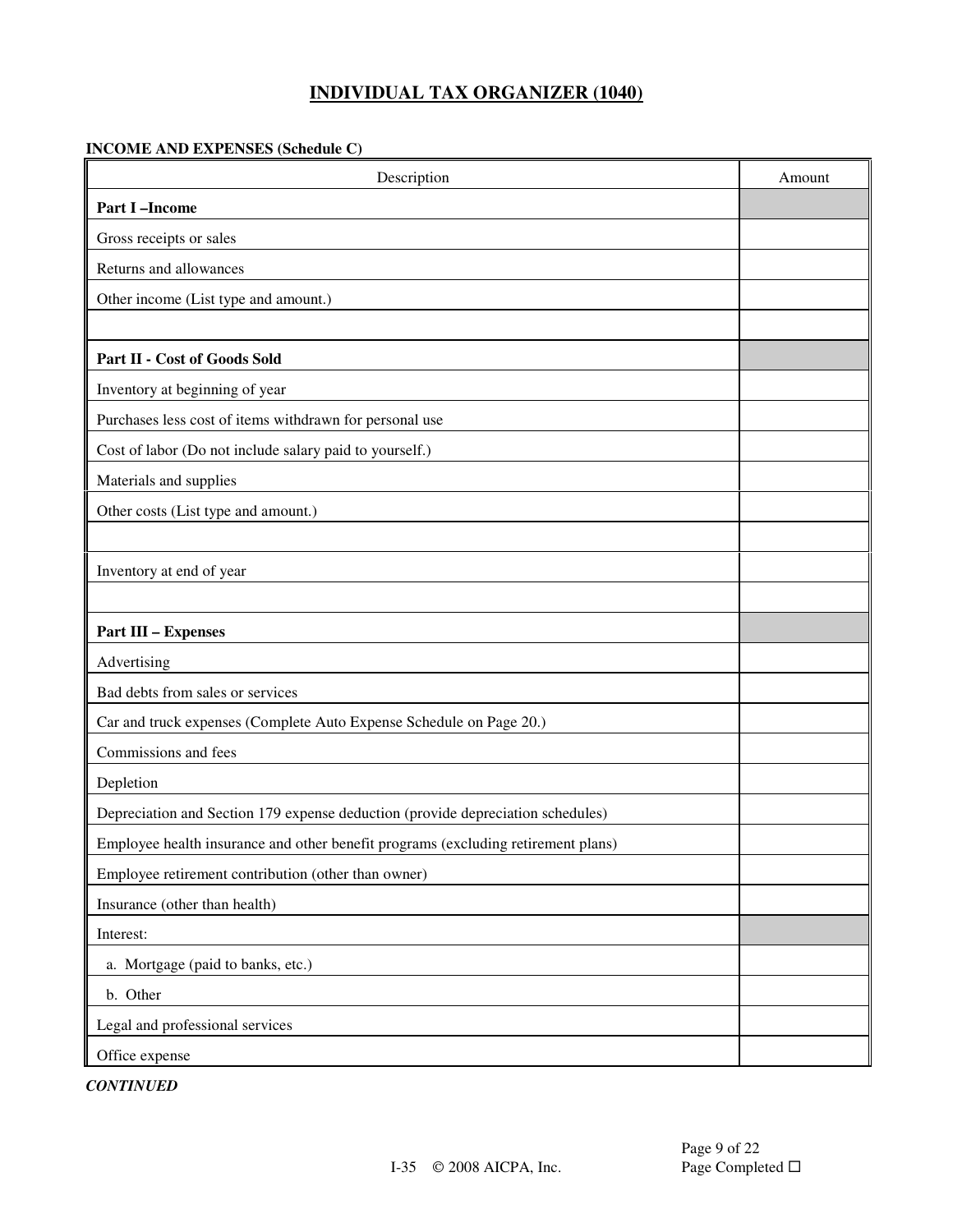# INDIVIDUAL TAX ORGANIZER (1040)

**INCOME AND EXPENSES (Schedule C)**

| Description | Amount |
|---|---|
| **Part I –Income** | |
| Gross receipts or sales | |
| Returns and allowances | |
| Other income (List type and amount.) | |
| | |
| **Part II - Cost of Goods Sold** | |
| Inventory at beginning of year | |
| Purchases less cost of items withdrawn for personal use | |
| Cost of labor (Do not include salary paid to yourself.) | |
| Materials and supplies | |
| Other costs (List type and amount.) | |
| | |
| Inventory at end of year | |
| | |
| **Part III – Expenses** | |
| Advertising | |
| Bad debts from sales or services | |
| Car and truck expenses (Complete Auto Expense Schedule on Page 20.) | |
| Commissions and fees | |
| Depletion | |
| Depreciation and Section 179 expense deduction (provide depreciation schedules) | |
| Employee health insurance and other benefit programs (excluding retirement plans) | |
| Employee retirement contribution (other than owner) | |
| Insurance (other than health) | |
| Interest: | |
| a. Mortgage (paid to banks, etc.) | |
| b. Other | |
| Legal and professional services | |
| Office expense | |

***CONTINUED***

I-35 © 2008 AICPA, Inc.

Page Completed ☐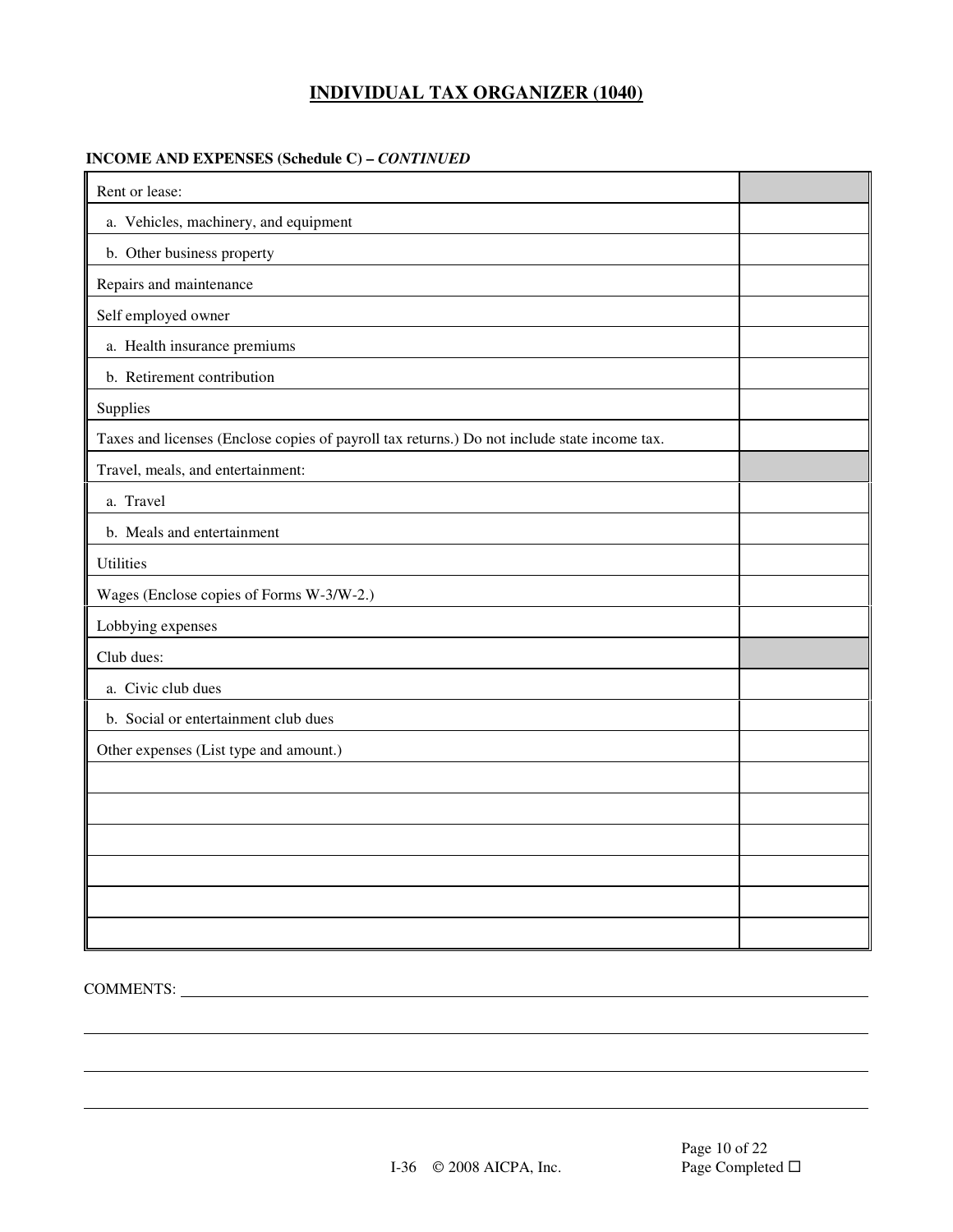# INDIVIDUAL TAX ORGANIZER (1040)

**INCOME AND EXPENSES (Schedule C) –** ***CONTINUED***

| | |
|---|---|
| Rent or lease: | |
| a. Vehicles, machinery, and equipment | |
| b. Other business property | |
| Repairs and maintenance | |
| Self employed owner | |
| a. Health insurance premiums | |
| b. Retirement contribution | |
| Supplies | |
| Taxes and licenses (Enclose copies of payroll tax returns.) Do not include state income tax. | |
| Travel, meals, and entertainment: | |
| a. Travel | |
| b. Meals and entertainment | |
| Utilities | |
| Wages (Enclose copies of Forms W-3/W-2.) | |
| Lobbying expenses | |
| Club dues: | |
| a. Civic club dues | |
| b. Social or entertainment club dues | |
| Other expenses (List type and amount.) | |
| | |
| | |
| | |
| | |
| | |
| | |

COMMENTS: ______________________________________________

I-36 © 2008 AICPA, Inc.

Page Completed ☐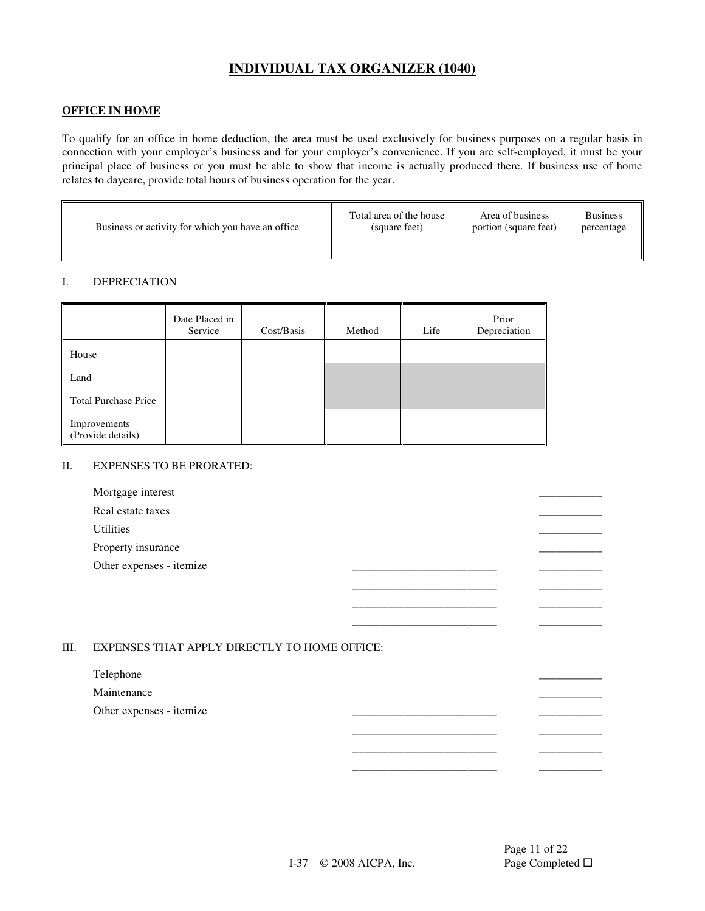# INDIVIDUAL TAX ORGANIZER (1040)

## OFFICE IN HOME

To qualify for an office in home deduction, the area must be used exclusively for business purposes on a regular basis in connection with your employer's business and for your employer's convenience. If you are self-employed, it must be your principal place of business or you must be able to show that income is actually produced there. If business use of home relates to daycare, provide total hours of business operation for the year.

| Business or activity for which you have an office | Total area of the house (square feet) | Area of business portion (square feet) | Business percentage |
|---|---|---|---|
| | | | |

### I. DEPRECIATION

| | Date Placed in Service | Cost/Basis | Method | Life | Prior Depreciation |
|---|---|---|---|---|---|
| House | | | | | |
| Land | | | | | |
| Total Purchase Price | | | | | |
| Improvements (Provide details) | | | | | |

### II. EXPENSES TO BE PRORATED:

Mortgage interest ___________

Real estate taxes ___________

Utilities ___________

Property insurance ___________

Other expenses - itemize _________________________ ___________

_________________________ ___________

_________________________ ___________

_________________________ ___________

### III. EXPENSES THAT APPLY DIRECTLY TO HOME OFFICE:

Telephone ___________

Maintenance ___________

Other expenses - itemize _________________________ ___________

_________________________ ___________

_________________________ ___________

_________________________ ___________

I-37 © 2008 AICPA, Inc.

Page Completed ☐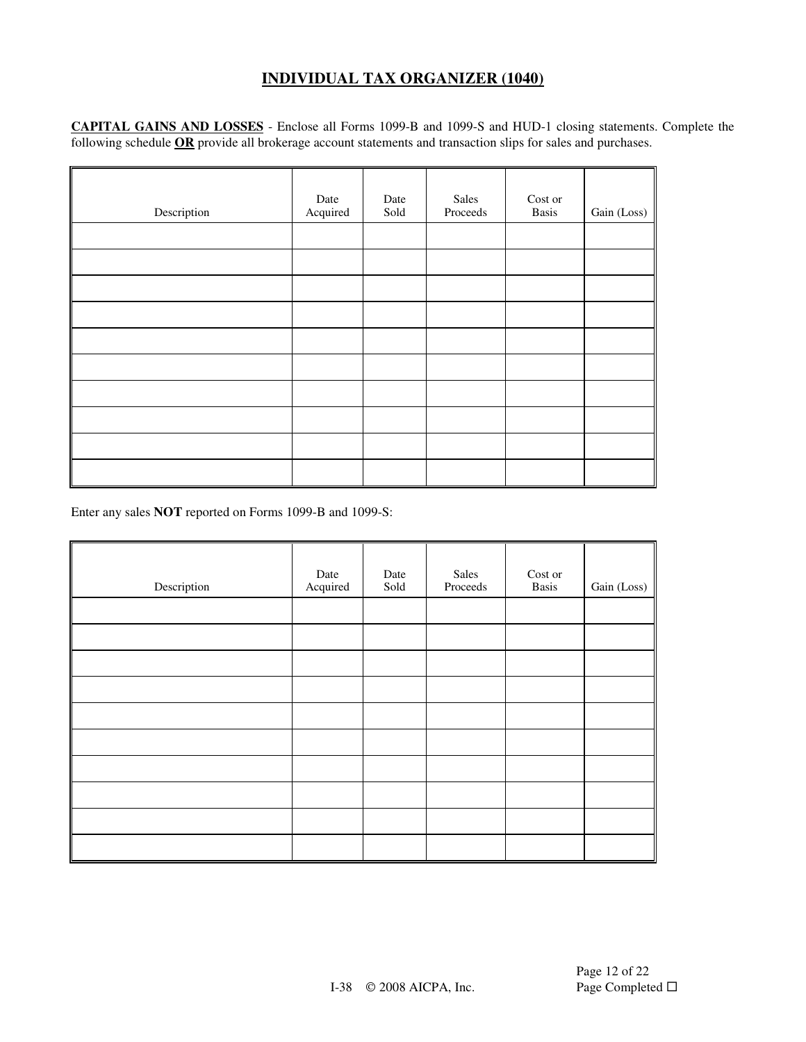# INDIVIDUAL TAX ORGANIZER (1040)

**CAPITAL GAINS AND LOSSES** - Enclose all Forms 1099-B and 1099-S and HUD-1 closing statements. Complete the following schedule **OR** provide all brokerage account statements and transaction slips for sales and purchases.

| Description | Date Acquired | Date Sold | Sales Proceeds | Cost or Basis | Gain (Loss) |
|---|---|---|---|---|---|
| | | | | | |
| | | | | | |
| | | | | | |
| | | | | | |
| | | | | | |
| | | | | | |
| | | | | | |
| | | | | | |
| | | | | | |
| | | | | | |

Enter any sales **NOT** reported on Forms 1099-B and 1099-S:

| Description | Date Acquired | Date Sold | Sales Proceeds | Cost or Basis | Gain (Loss) |
|---|---|---|---|---|---|
| | | | | | |
| | | | | | |
| | | | | | |
| | | | | | |
| | | | | | |
| | | | | | |
| | | | | | |
| | | | | | |
| | | | | | |
| | | | | | |

I-38 © 2008 AICPA, Inc.

Page Completed ☐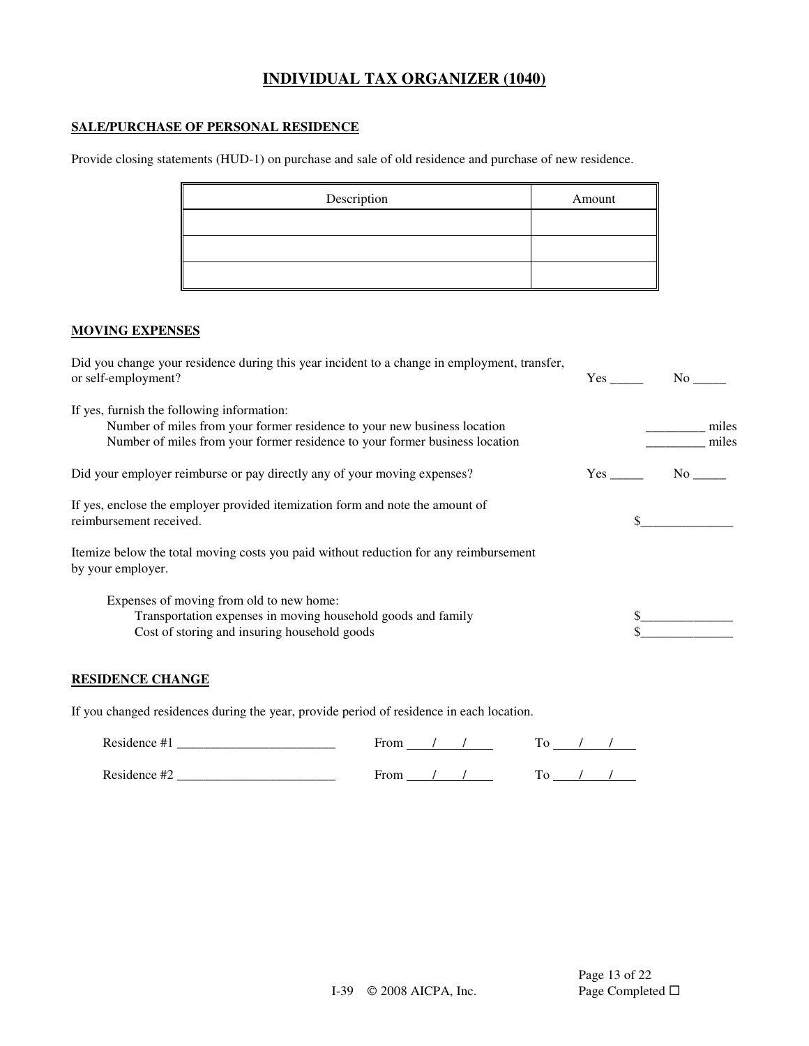# INDIVIDUAL TAX ORGANIZER (1040)

## SALE/PURCHASE OF PERSONAL RESIDENCE

Provide closing statements (HUD-1) on purchase and sale of old residence and purchase of new residence.

| Description | Amount |
|---|---|
| | |
| | |
| | |

## MOVING EXPENSES

Did you change your residence during this year incident to a change in employment, transfer, or self-employment? Yes _____ No _____

If yes, furnish the following information:

- Number of miles from your former residence to your new business location _________ miles
- Number of miles from your former residence to your former business location _________ miles

Did your employer reimburse or pay directly any of your moving expenses? Yes _____ No _____

If yes, enclose the employer provided itemization form and note the amount of reimbursement received. $______________

Itemize below the total moving costs you paid without reduction for any reimbursement by your employer.

Expenses of moving from old to new home:

- Transportation expenses in moving household goods and family $______________
- Cost of storing and insuring household goods $______________

## RESIDENCE CHANGE

If you changed residences during the year, provide period of residence in each location.

Residence #1 ________________________ From ___/___/___ To ___/___/___

Residence #2 ________________________ From ___/___/___ To ___/___/___

I-39 © 2008 AICPA, Inc.

Page Completed ☐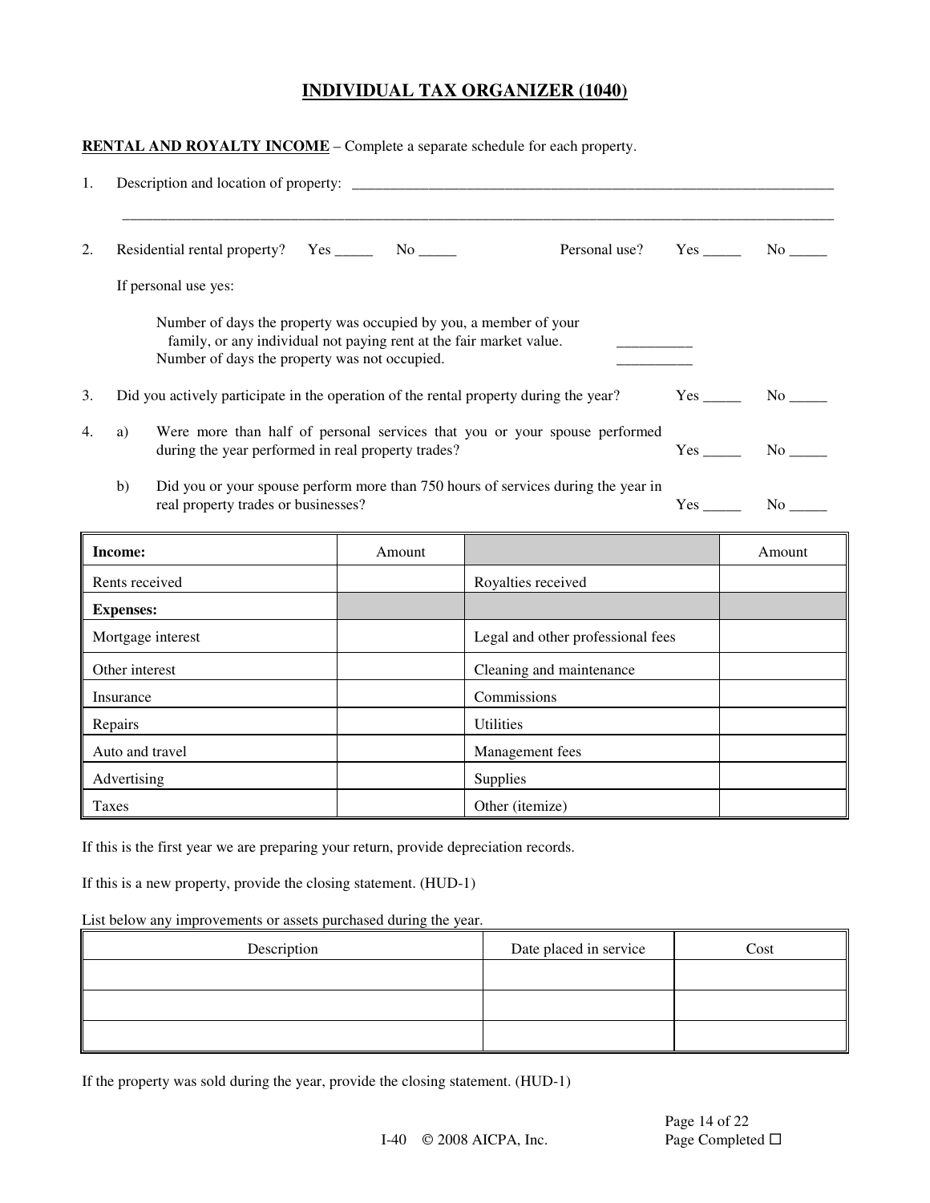# INDIVIDUAL TAX ORGANIZER (1040)

**RENTAL AND ROYALTY INCOME** – Complete a separate schedule for each property.

1. Description and location of property: ____________________________________________________________________

   ____________________________________________________________________________________________________

2. Residential rental property? Yes _____ No _____ Personal use? Yes _____ No _____

   If personal use yes:

   Number of days the property was occupied by you, a member of your family, or any individual not paying rent at the fair market value. __________

   Number of days the property was not occupied. __________

3. Did you actively participate in the operation of the rental property during the year? Yes _____ No _____

4. a) Were more than half of personal services that you or your spouse performed during the year performed in real property trades? Yes _____ No _____

   b) Did you or your spouse perform more than 750 hours of services during the year in real property trades or businesses? Yes _____ No _____

| **Income:** | Amount | | Amount |
|---|---|---|---|
| Rents received | | Royalties received | |
| **Expenses:** | | | |
| Mortgage interest | | Legal and other professional fees | |
| Other interest | | Cleaning and maintenance | |
| Insurance | | Commissions | |
| Repairs | | Utilities | |
| Auto and travel | | Management fees | |
| Advertising | | Supplies | |
| Taxes | | Other (itemize) | |

If this is the first year we are preparing your return, provide depreciation records.

If this is a new property, provide the closing statement. (HUD-1)

List below any improvements or assets purchased during the year.

| Description | Date placed in service | Cost |
|---|---|---|
| | | |
| | | |
| | | |

If the property was sold during the year, provide the closing statement. (HUD-1)

Page Completed ☐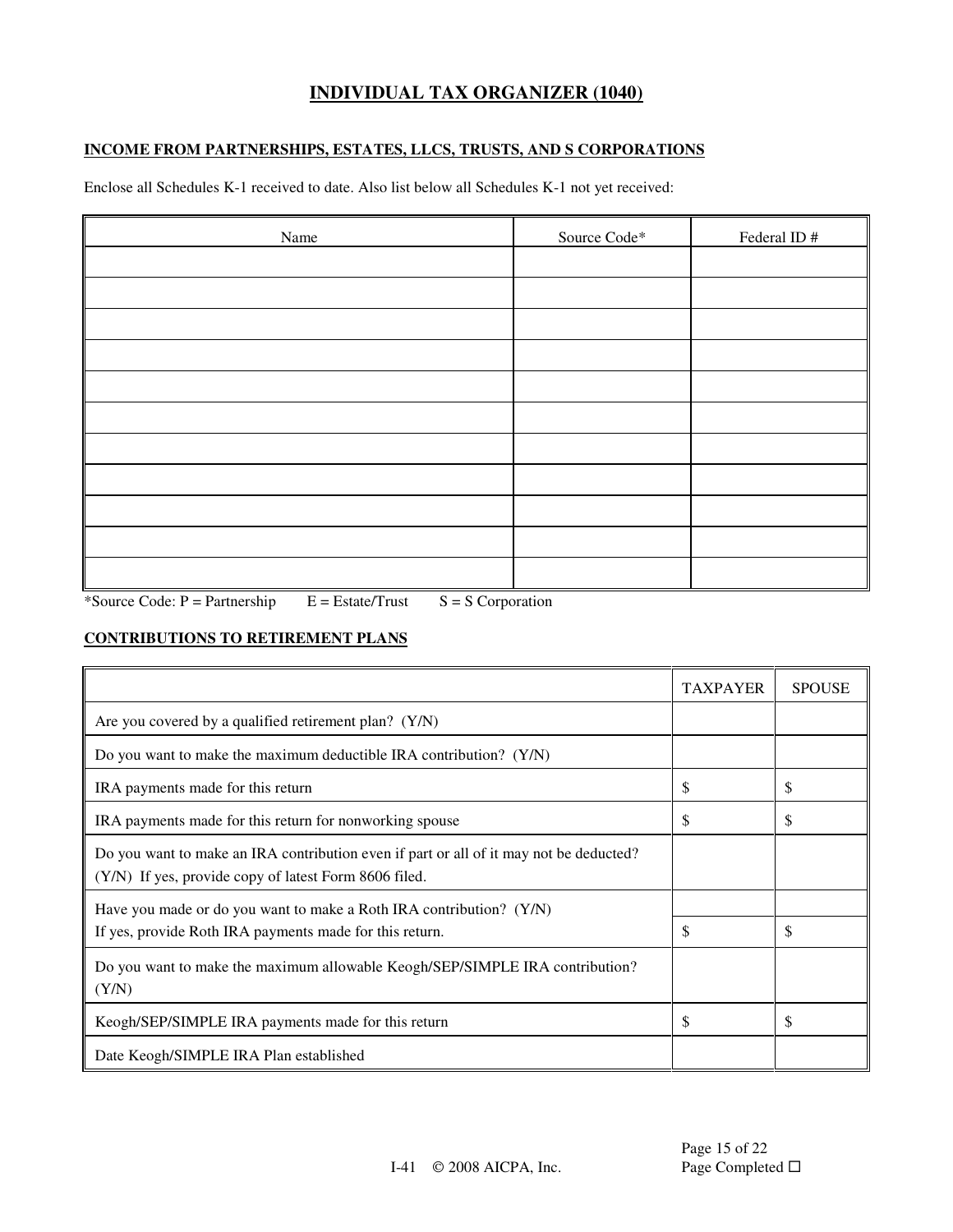# INDIVIDUAL TAX ORGANIZER (1040)

## INCOME FROM PARTNERSHIPS, ESTATES, LLCS, TRUSTS, AND S CORPORATIONS

Enclose all Schedules K-1 received to date. Also list below all Schedules K-1 not yet received:

| Name | Source Code* | Federal ID # |
|---|---|---|
| | | |
| | | |
| | | |
| | | |
| | | |
| | | |
| | | |
| | | |
| | | |
| | | |
| | | |

*Source Code: P = Partnership E = Estate/Trust S = S Corporation

## CONTRIBUTIONS TO RETIREMENT PLANS

| | TAXPAYER | SPOUSE |
|---|---|---|
| Are you covered by a qualified retirement plan? (Y/N) | | |
| Do you want to make the maximum deductible IRA contribution? (Y/N) | | |
| IRA payments made for this return | $ | $ |
| IRA payments made for this return for nonworking spouse | $ | $ |
| Do you want to make an IRA contribution even if part or all of it may not be deducted? (Y/N) If yes, provide copy of latest Form 8606 filed. | | |
| Have you made or do you want to make a Roth IRA contribution? (Y/N) | | |
| If yes, provide Roth IRA payments made for this return. | $ | $ |
| Do you want to make the maximum allowable Keogh/SEP/SIMPLE IRA contribution? (Y/N) | | |
| Keogh/SEP/SIMPLE IRA payments made for this return | $ | $ |
| Date Keogh/SIMPLE IRA Plan established | | |

Page Completed ☐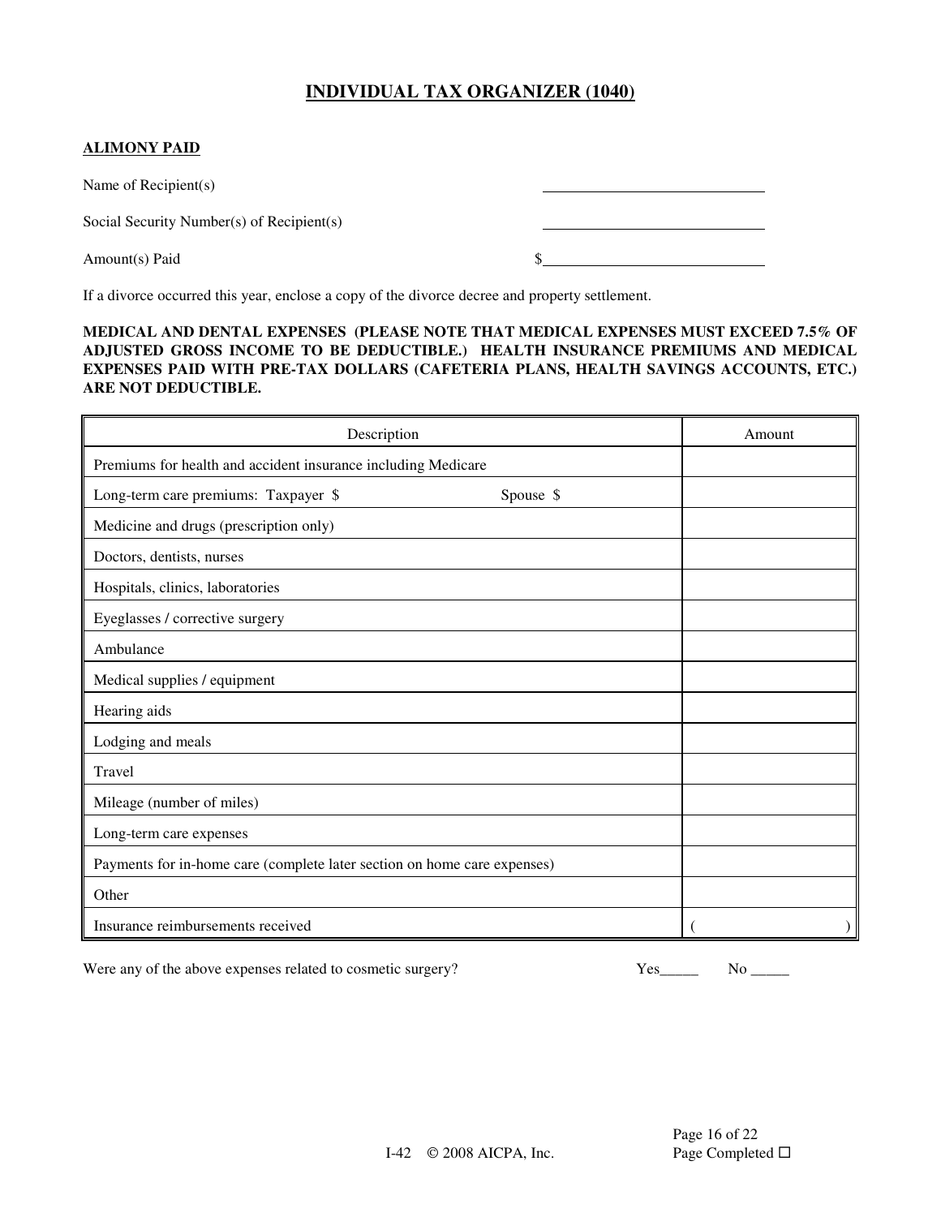# INDIVIDUAL TAX ORGANIZER (1040)

## ALIMONY PAID

Name of Recipient(s) \_\_\_\_\_\_\_\_\_\_\_\_\_\_\_\_\_\_\_\_\_\_\_\_\_\_\_\_

Social Security Number(s) of Recipient(s) \_\_\_\_\_\_\_\_\_\_\_\_\_\_\_\_\_\_\_\_\_\_\_\_\_\_\_\_

Amount(s) Paid $\_\_\_\_\_\_\_\_\_\_\_\_\_\_\_\_\_\_\_\_\_\_\_\_\_\_\_\_

If a divorce occurred this year, enclose a copy of the divorce decree and property settlement.

**MEDICAL AND DENTAL EXPENSES (PLEASE NOTE THAT MEDICAL EXPENSES MUST EXCEED 7.5% OF ADJUSTED GROSS INCOME TO BE DEDUCTIBLE.) HEALTH INSURANCE PREMIUMS AND MEDICAL EXPENSES PAID WITH PRE-TAX DOLLARS (CAFETERIA PLANS, HEALTH SAVINGS ACCOUNTS, ETC.) ARE NOT DEDUCTIBLE.**

| Description | Amount |
|---|---|
| Premiums for health and accident insurance including Medicare | |
| Long-term care premiums: Taxpayer $ Spouse $ | |
| Medicine and drugs (prescription only) | |
| Doctors, dentists, nurses | |
| Hospitals, clinics, laboratories | |
| Eyeglasses / corrective surgery | |
| Ambulance | |
| Medical supplies / equipment | |
| Hearing aids | |
| Lodging and meals | |
| Travel | |
| Mileage (number of miles) | |
| Long-term care expenses | |
| Payments for in-home care (complete later section on home care expenses) | |
| Other | |
| Insurance reimbursements received | ( ) |

Were any of the above expenses related to cosmetic surgery? Yes\_\_\_\_\_ No \_\_\_\_\_

I-42 © 2008 AICPA, Inc.

Page Completed ☐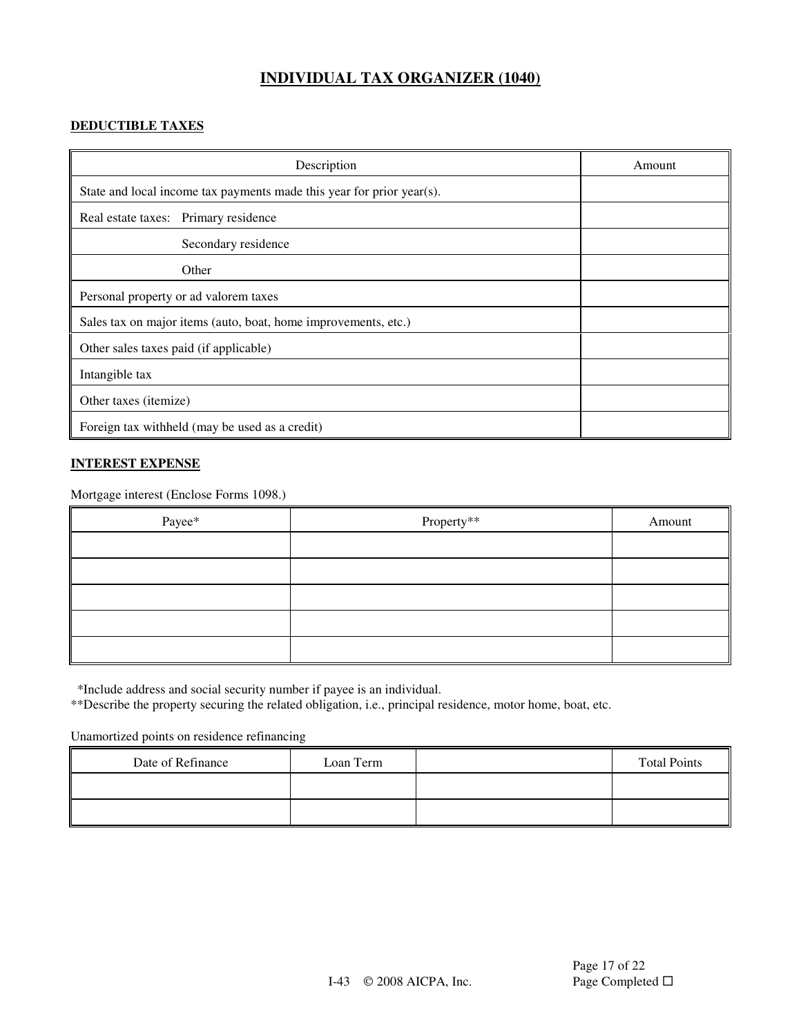# INDIVIDUAL TAX ORGANIZER (1040)

**DEDUCTIBLE TAXES**

| Description | Amount |
|---|---|
| State and local income tax payments made this year for prior year(s). | |
| Real estate taxes: Primary residence | |
| Secondary residence | |
| Other | |
| Personal property or ad valorem taxes | |
| Sales tax on major items (auto, boat, home improvements, etc.) | |
| Other sales taxes paid (if applicable) | |
| Intangible tax | |
| Other taxes (itemize) | |
| Foreign tax withheld (may be used as a credit) | |

**INTEREST EXPENSE**

Mortgage interest (Enclose Forms 1098.)

| Payee* | Property** | Amount |
|---|---|---|
| | | |
| | | |
| | | |
| | | |
| | | |

*Include address and social security number if payee is an individual.
**Describe the property securing the related obligation, i.e., principal residence, motor home, boat, etc.

Unamortized points on residence refinancing

| Date of Refinance | Loan Term | | Total Points |
|---|---|---|---|
| | | | |
| | | | |

I-43 © 2008 AICPA, Inc.

Page Completed ☐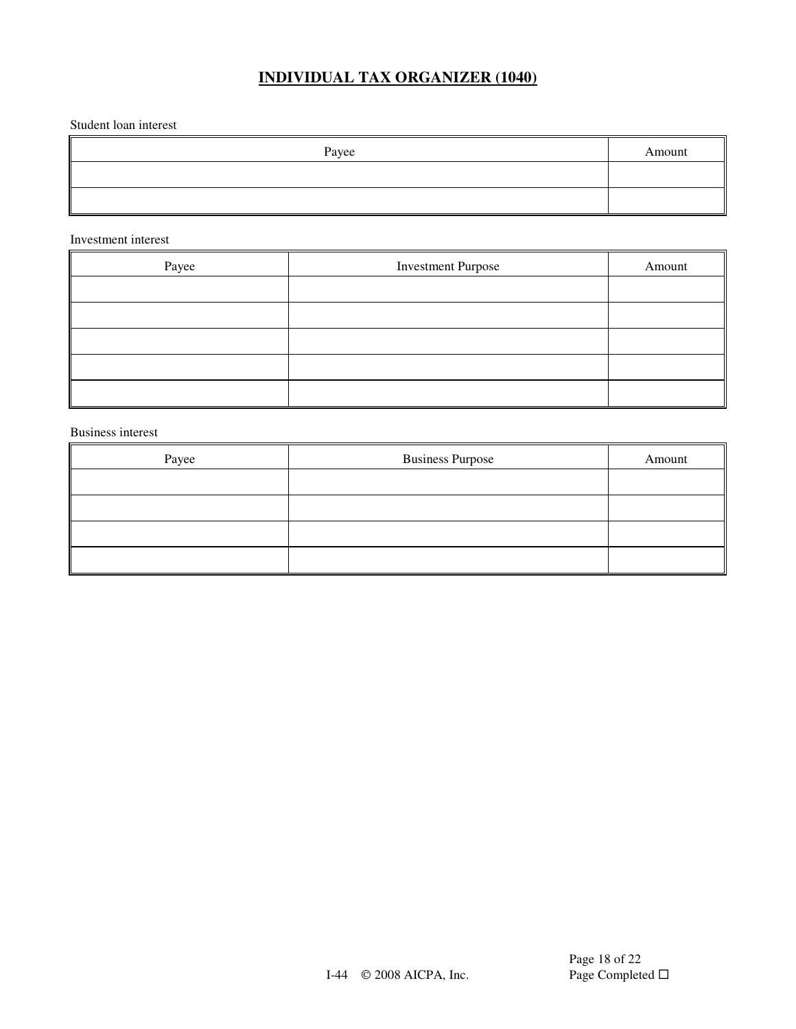# INDIVIDUAL TAX ORGANIZER (1040)

Student loan interest

| Payee | Amount |
|---|---|
| | |
| | |

Investment interest

| Payee | Investment Purpose | Amount |
|---|---|---|
| | | |
| | | |
| | | |
| | | |
| | | |

Business interest

| Payee | Business Purpose | Amount |
|---|---|---|
| | | |
| | | |
| | | |
| | | |

Page Completed ☐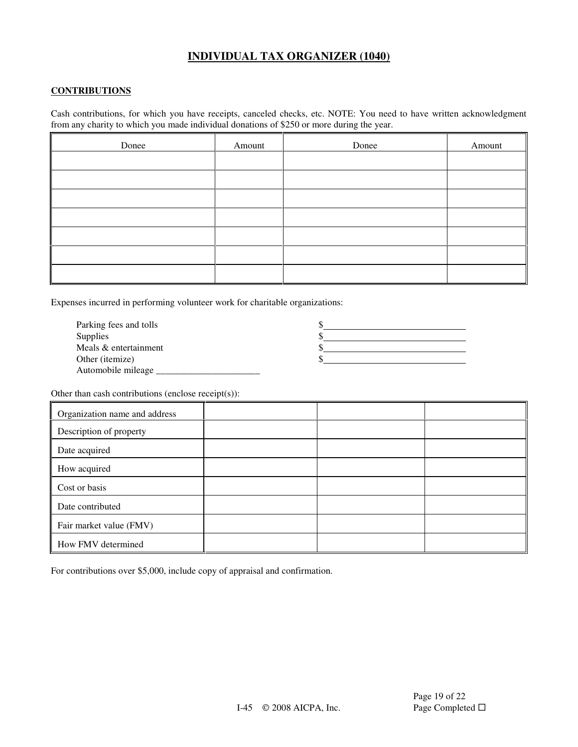# INDIVIDUAL TAX ORGANIZER (1040)

## CONTRIBUTIONS

Cash contributions, for which you have receipts, canceled checks, etc. NOTE: You need to have written acknowledgment from any charity to which you made individual donations of $250 or more during the year.

| Donee | Amount | Donee | Amount |
|---|---|---|---|
| | | | |
| | | | |
| | | | |
| | | | |
| | | | |
| | | | |
| | | | |

Expenses incurred in performing volunteer work for charitable organizations:

Parking fees and tolls $______________________________
Supplies $______________________________
Meals & entertainment $______________________________
Other (itemize) $______________________________
Automobile mileage ______________________

Other than cash contributions (enclose receipt(s)):

| | | | |
|---|---|---|---|
| Organization name and address | | | |
| Description of property | | | |
| Date acquired | | | |
| How acquired | | | |
| Cost or basis | | | |
| Date contributed | | | |
| Fair market value (FMV) | | | |
| How FMV determined | | | |

For contributions over $5,000, include copy of appraisal and confirmation.

Page Completed ☐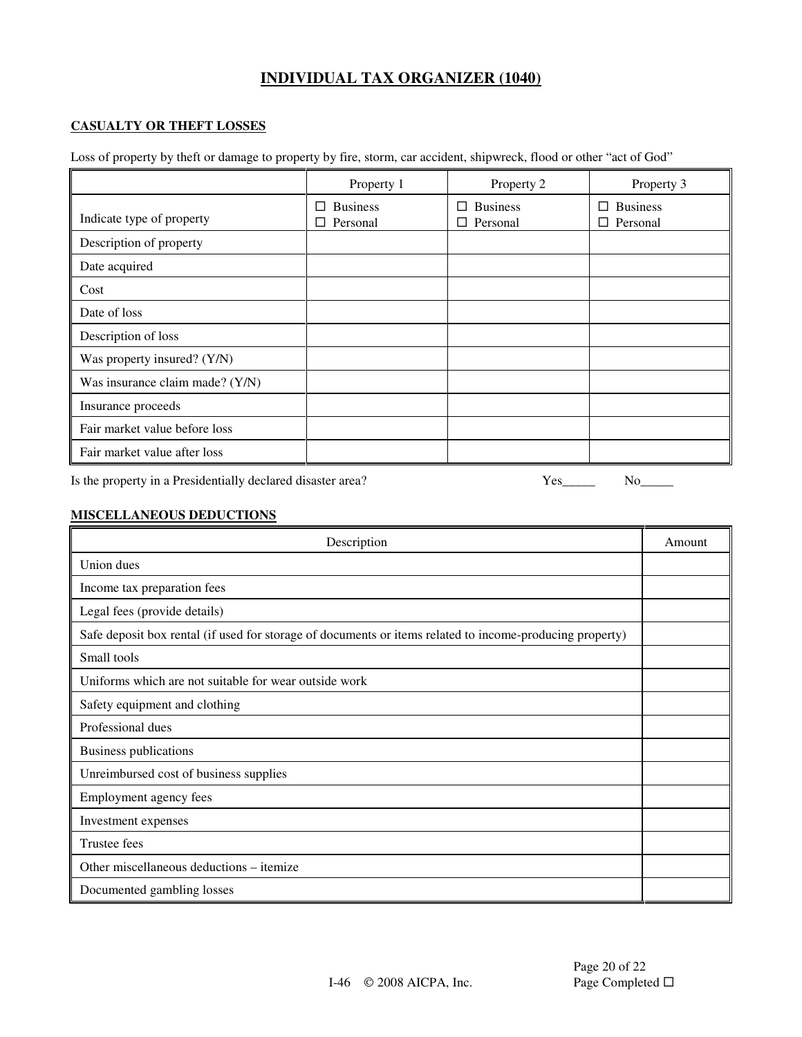# INDIVIDUAL TAX ORGANIZER (1040)

## CASUALTY OR THEFT LOSSES

Loss of property by theft or damage to property by fire, storm, car accident, shipwreck, flood or other "act of God"

| | Property 1 | Property 2 | Property 3 |
|---|---|---|---|
| Indicate type of property | ☐ Business ☐ Personal | ☐ Business ☐ Personal | ☐ Business ☐ Personal |
| Description of property | | | |
| Date acquired | | | |
| Cost | | | |
| Date of loss | | | |
| Description of loss | | | |
| Was property insured? (Y/N) | | | |
| Was insurance claim made? (Y/N) | | | |
| Insurance proceeds | | | |
| Fair market value before loss | | | |
| Fair market value after loss | | | |

Is the property in a Presidentially declared disaster area? Yes_____ No_____

## MISCELLANEOUS DEDUCTIONS

| Description | Amount |
|---|---|
| Union dues | |
| Income tax preparation fees | |
| Legal fees (provide details) | |
| Safe deposit box rental (if used for storage of documents or items related to income-producing property) | |
| Small tools | |
| Uniforms which are not suitable for wear outside work | |
| Safety equipment and clothing | |
| Professional dues | |
| Business publications | |
| Unreimbursed cost of business supplies | |
| Employment agency fees | |
| Investment expenses | |
| Trustee fees | |
| Other miscellaneous deductions – itemize | |
| Documented gambling losses | |

Page Completed ☐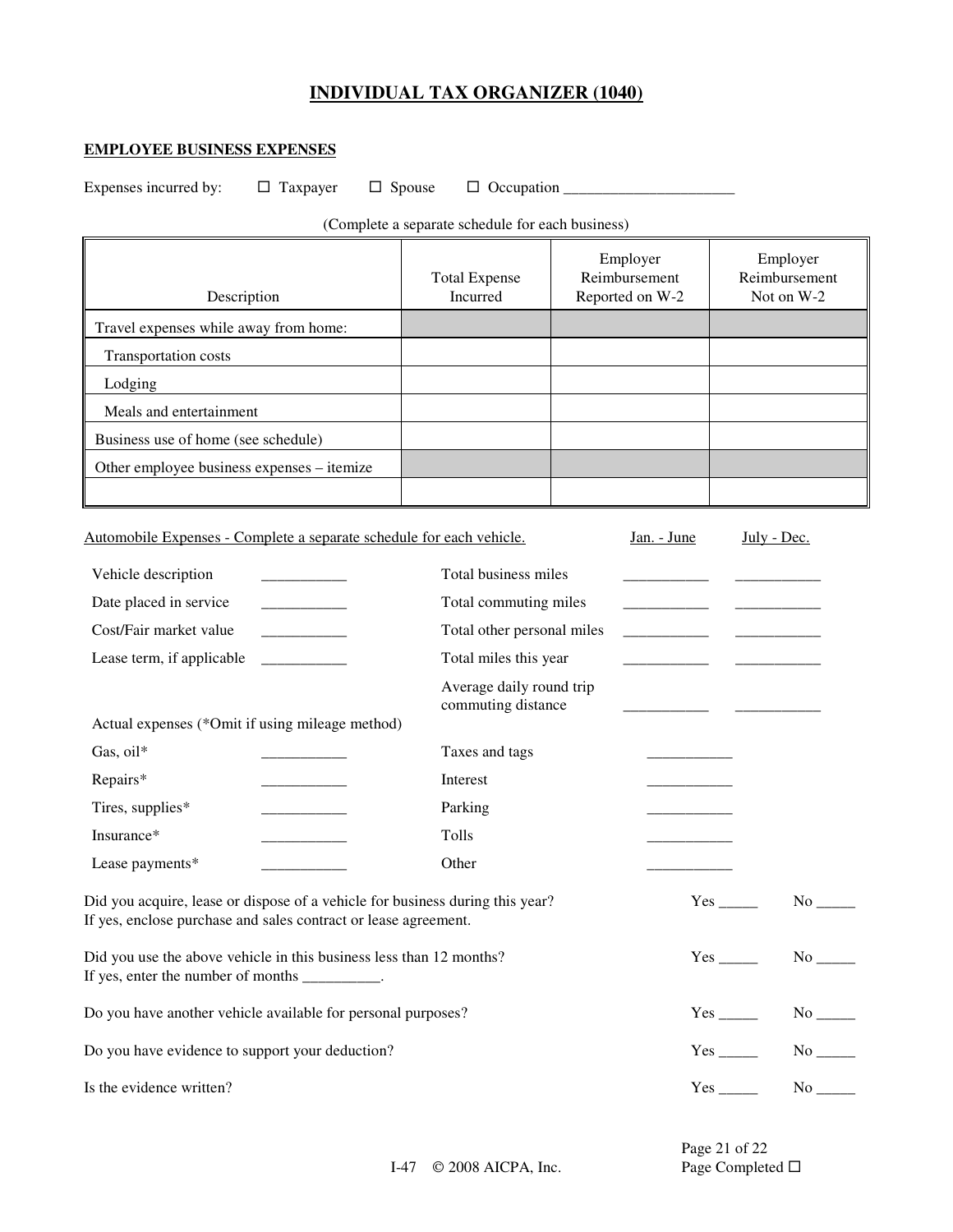# INDIVIDUAL TAX ORGANIZER (1040)

## EMPLOYEE BUSINESS EXPENSES

Expenses incurred by: ☐ Taxpayer ☐ Spouse ☐ Occupation ______________________

(Complete a separate schedule for each business)

| Description | Total Expense Incurred | Employer Reimbursement Reported on W-2 | Employer Reimbursement Not on W-2 |
|---|---|---|---|
| Travel expenses while away from home: | | | |
| Transportation costs | | | |
| Lodging | | | |
| Meals and entertainment | | | |
| Business use of home (see schedule) | | | |
| Other employee business expenses – itemize | | | |
| | | | |

Automobile Expenses - Complete a separate schedule for each vehicle.

| | | | Jan. - June | July - Dec. |
|---|---|---|---|---|
| Vehicle description | ___________ | Total business miles | ___________ | ___________ |
| Date placed in service | ___________ | Total commuting miles | ___________ | ___________ |
| Cost/Fair market value | ___________ | Total other personal miles | ___________ | ___________ |
| Lease term, if applicable | ___________ | Total miles this year | ___________ | ___________ |
| | | Average daily round trip commuting distance | ___________ | ___________ |

Actual expenses (*Omit if using mileage method)

| | | | |
|---|---|---|---|
| Gas, oil* | ___________ | Taxes and tags | ___________ |
| Repairs* | ___________ | Interest | ___________ |
| Tires, supplies* | ___________ | Parking | ___________ |
| Insurance* | ___________ | Tolls | ___________ |
| Lease payments* | ___________ | Other | ___________ |

Did you acquire, lease or dispose of a vehicle for business during this year? Yes _____ No _____
If yes, enclose purchase and sales contract or lease agreement.

Did you use the above vehicle in this business less than 12 months? Yes _____ No _____
If yes, enter the number of months __________.

Do you have another vehicle available for personal purposes? Yes _____ No _____

Do you have evidence to support your deduction? Yes _____ No _____

Is the evidence written? Yes _____ No _____

Page Completed ☐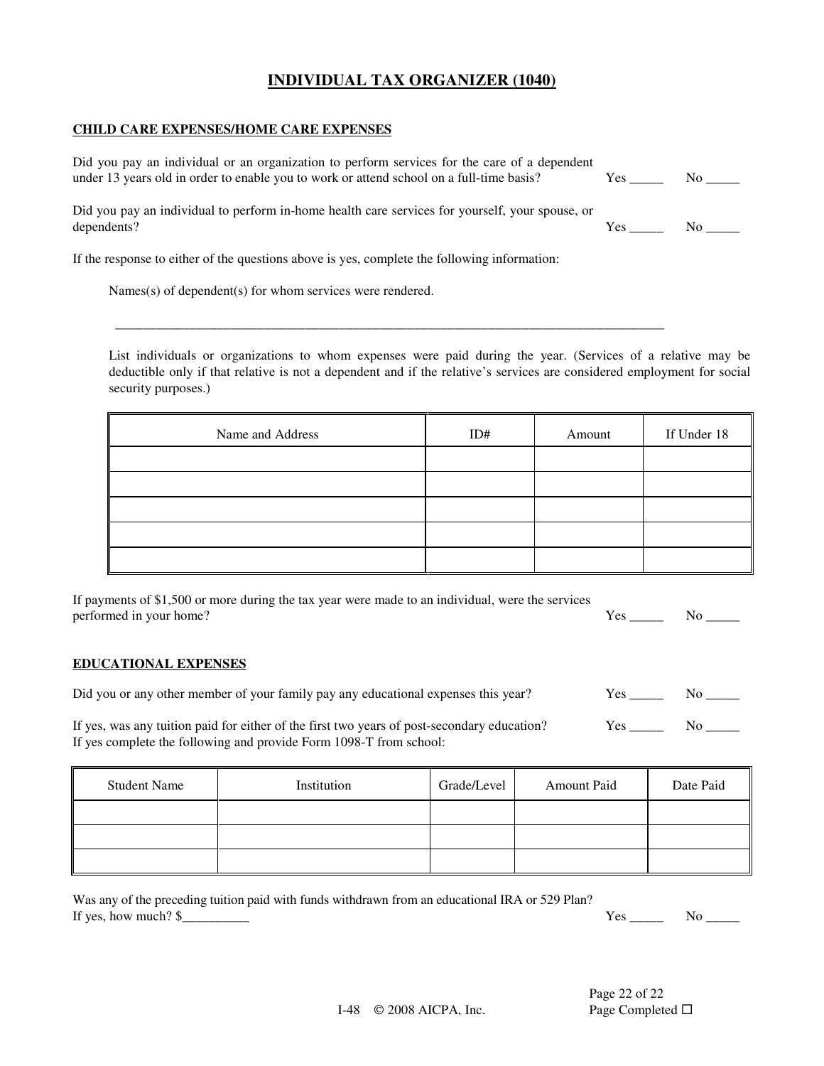# INDIVIDUAL TAX ORGANIZER (1040)

## CHILD CARE EXPENSES/HOME CARE EXPENSES

Did you pay an individual or an organization to perform services for the care of a dependent under 13 years old in order to enable you to work or attend school on a full-time basis? Yes _____ No _____

Did you pay an individual to perform in-home health care services for yourself, your spouse, or dependents? Yes _____ No _____

If the response to either of the questions above is yes, complete the following information:

Names(s) of dependent(s) for whom services were rendered.

_______________________________________________________________________________________

List individuals or organizations to whom expenses were paid during the year. (Services of a relative may be deductible only if that relative is not a dependent and if the relative's services are considered employment for social security purposes.)

| Name and Address | ID# | Amount | If Under 18 |
| --- | --- | --- | --- |
| | | | |
| | | | |
| | | | |
| | | | |
| | | | |

If payments of $1,500 or more during the tax year were made to an individual, were the services performed in your home? Yes _____ No _____

## EDUCATIONAL EXPENSES

Did you or any other member of your family pay any educational expenses this year? Yes _____ No _____

If yes, was any tuition paid for either of the first two years of post-secondary education? Yes _____ No _____
If yes complete the following and provide Form 1098-T from school:

| Student Name | Institution | Grade/Level | Amount Paid | Date Paid |
| --- | --- | --- | --- | --- |
| | | | | |
| | | | | |
| | | | | |

Was any of the preceding tuition paid with funds withdrawn from an educational IRA or 529 Plan?
If yes, how much? $__________ Yes _____ No _____

I-48 © 2008 AICPA, Inc.

Page Completed ☐